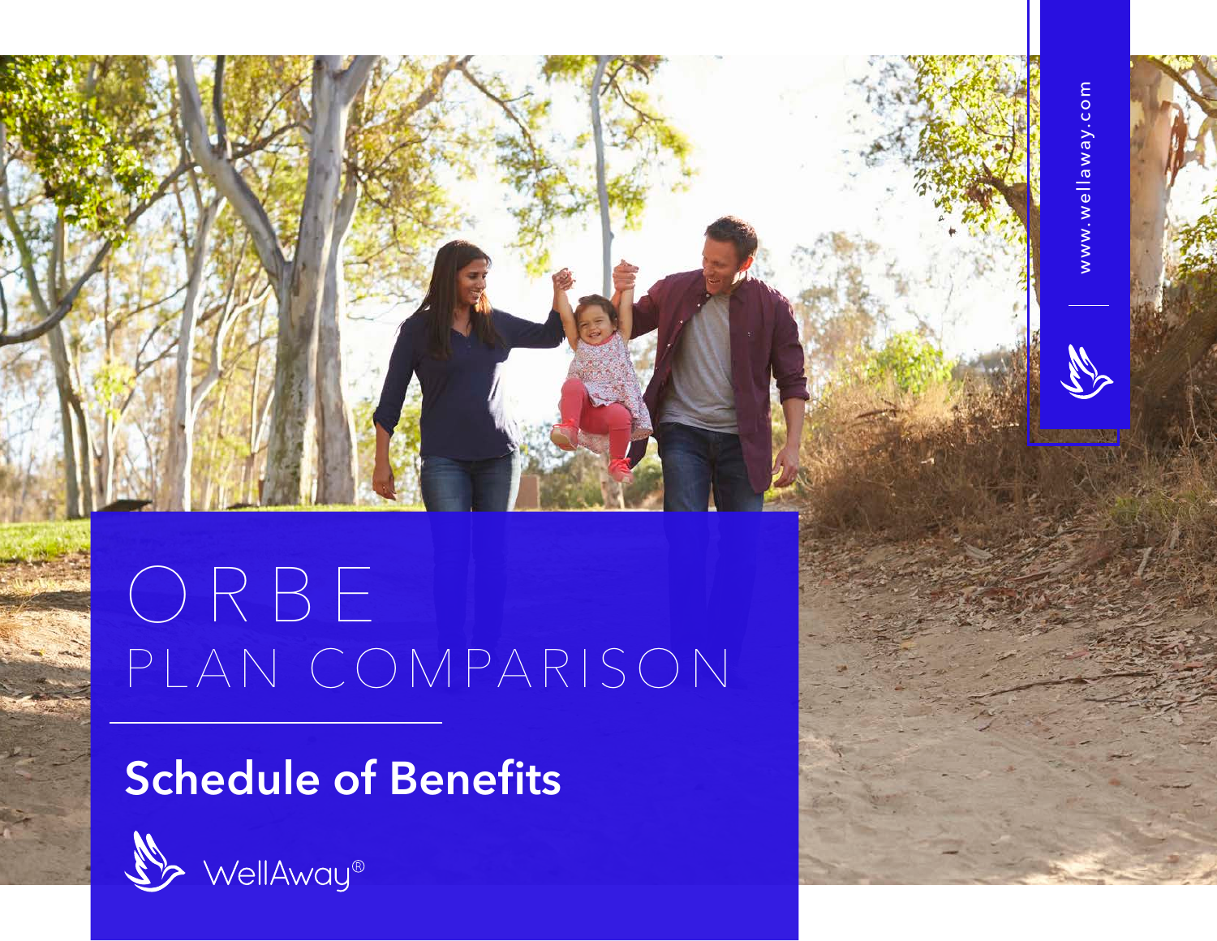# ORBE

## PLAN COMPARISON

### Schedule of Benefits

WellAway®

www.wellaway.com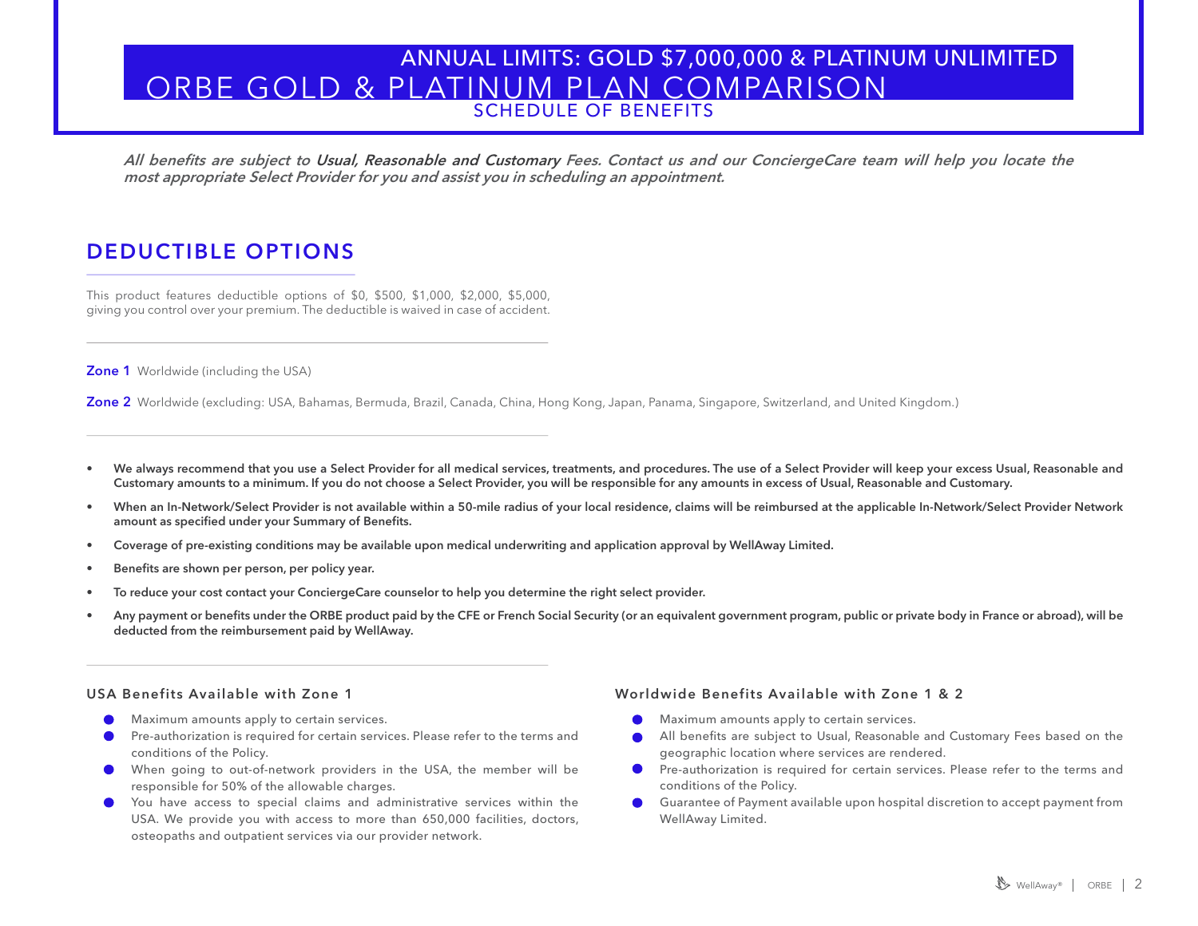ANNUAL LIMITS: GOLD $7,000,000 & PLATINUM UNLIMITED

# ORBE GOLD & PLATINUM PLAN COMPARISON

SCHEDULE OF BENEFITS

*All benefits are subject to **Usual, Reasonable and Customary** Fees. Contact us and our ConciergeCare team will help you locate the most appropriate Select Provider for you and assist you in scheduling an appointment.*

## DEDUCTIBLE OPTIONS

This product features deductible options of $0, $500, $1,000, $2,000, $5,000, giving you control over your premium. The deductible is waived in case of accident.

**Zone 1** Worldwide (including the USA)

**Zone 2** Worldwide (excluding: USA, Bahamas, Bermuda, Brazil, Canada, China, Hong Kong, Japan, Panama, Singapore, Switzerland, and United Kingdom.)

- **We always recommend that you use a Select Provider for all medical services, treatments, and procedures. The use of a Select Provider will keep your excess Usual, Reasonable and Customary amounts to a minimum. If you do not choose a Select Provider, you will be responsible for any amounts in excess of Usual, Reasonable and Customary.**
- **When an In-Network/Select Provider is not available within a 50-mile radius of your local residence, claims will be reimbursed at the applicable In-Network/Select Provider Network amount as specified under your Summary of Benefits.**
- **Coverage of pre-existing conditions may be available upon medical underwriting and application approval by WellAway Limited.**
- **Benefits are shown per person, per policy year.**
- **To reduce your cost contact your ConciergeCare counselor to help you determine the right select provider.**
- **Any payment or benefits under the ORBE product paid by the CFE or French Social Security (or an equivalent government program, public or private body in France or abroad), will be deducted from the reimbursement paid by WellAway.**

### USA Benefits Available with Zone 1

- Maximum amounts apply to certain services.
- Pre-authorization is required for certain services. Please refer to the terms and conditions of the Policy.
- When going to out-of-network providers in the USA, the member will be responsible for 50% of the allowable charges.
- You have access to special claims and administrative services within the USA. We provide you with access to more than 650,000 facilities, doctors, osteopaths and outpatient services via our provider network.

### Worldwide Benefits Available with Zone 1 & 2

- Maximum amounts apply to certain services.
- All benefits are subject to Usual, Reasonable and Customary Fees based on the geographic location where services are rendered.
- Pre-authorization is required for certain services. Please refer to the terms and conditions of the Policy.
- Guarantee of Payment available upon hospital discretion to accept payment from WellAway Limited.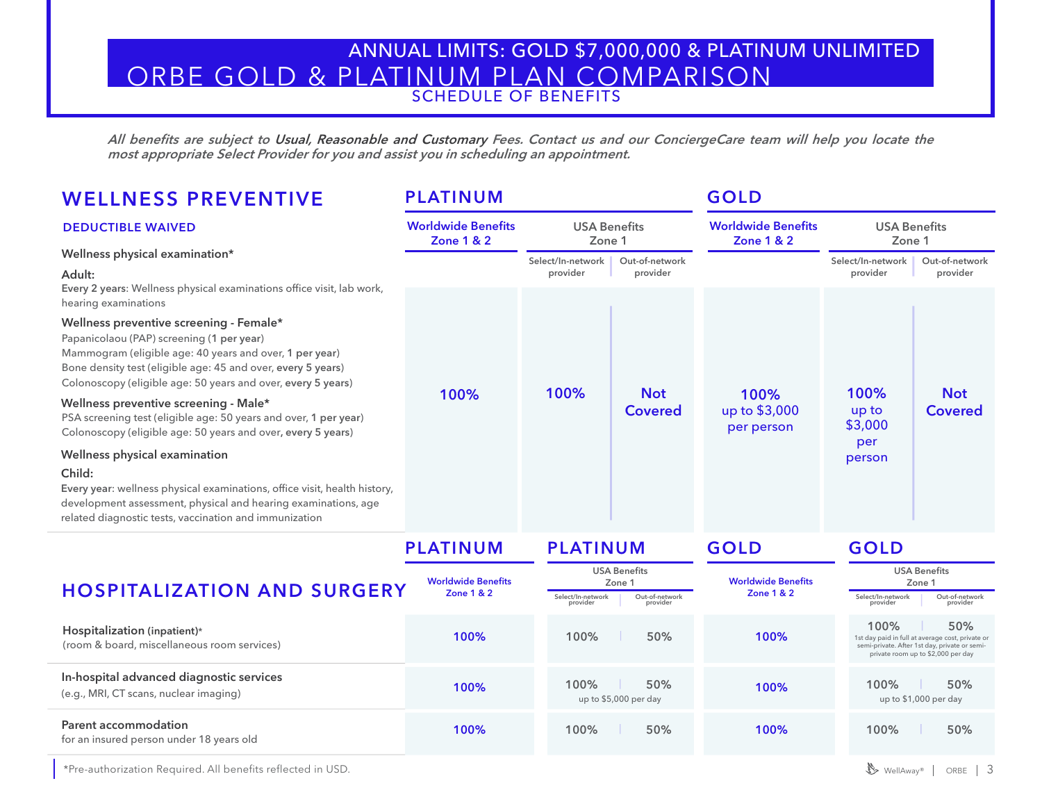# ORBE GOLD & PLATINUM PLAN COMPARISON

## ANNUAL LIMITS: GOLD $7,000,000 & PLATINUM UNLIMITED

### SCHEDULE OF BENEFITS

*All benefits are subject to **Usual, Reasonable and Customary** Fees. Contact us and our ConciergeCare team will help you locate the most appropriate Select Provider for you and assist you in scheduling an appointment.*

## WELLNESS PREVENTIVE

**DEDUCTIBLE WAIVED**

| | PLATINUM | | | GOLD | | |
|---|---|---|---|---|---|---|
| | Worldwide Benefits Zone 1 & 2 | USA Benefits Zone 1 | | Worldwide Benefits Zone 1 & 2 | USA Benefits Zone 1 | |
| | | Select/In-network provider | Out-of-network provider | | Select/In-network provider | Out-of-network provider |
| **Wellness physical examination*** <br> **Adult:** <br> **Every 2 years**: Wellness physical examinations office visit, lab work, hearing examinations <br> **Wellness preventive screening - Female*** <br> Papanicolaou (PAP) screening (**1 per year**) <br> Mammogram (eligible age: 40 years and over, **1 per year**) <br> Bone density test (eligible age: 45 and over, **every 5 years**) <br> Colonoscopy (eligible age: 50 years and over, **every 5 years**) <br> **Wellness preventive screening - Male*** <br> PSA screening test (eligible age: 50 years and over, **1 per year**) <br> Colonoscopy (eligible age: 50 years and over, **every 5 years**) <br> **Wellness physical examination** <br> **Child:** <br> **Every year**: wellness physical examinations, office visit, health history, development assessment, physical and hearing examinations, age related diagnostic tests, vaccination and immunization | 100% | 100% | Not Covered | 100% up to $3,000 per person | 100% up to $3,000 per person | Not Covered |

## HOSPITALIZATION AND SURGERY

| | PLATINUM | PLATINUM | | GOLD | GOLD | |
|---|---|---|---|---|---|---|
| | Worldwide Benefits Zone 1 & 2 | USA Benefits Zone 1 | | Worldwide Benefits Zone 1 & 2 | USA Benefits Zone 1 | |
| | | Select/In-network provider | Out-of-network provider | | Select/In-network provider | Out-of-network provider |
| **Hospitalization** (inpatient)* <br> (room & board, miscellaneous room services) | 100% | 100% | 50% | 100% | 100% | 50% |
| | | | | | 1st day paid in full at average cost, private or semi-private. After 1st day, private or semi-private room up to $2,000 per day | |
| **In-hospital advanced diagnostic services** <br> (e.g., MRI, CT scans, nuclear imaging) | 100% | 100% | 50% | 100% | 100% | 50% |
| | | up to $5,000 per day | | | up to $1,000 per day | |
| **Parent accommodation** <br> for an insured person under 18 years old | 100% | 100% | 50% | 100% | 100% | 50% |

*Pre-authorization Required. All benefits reflected in USD.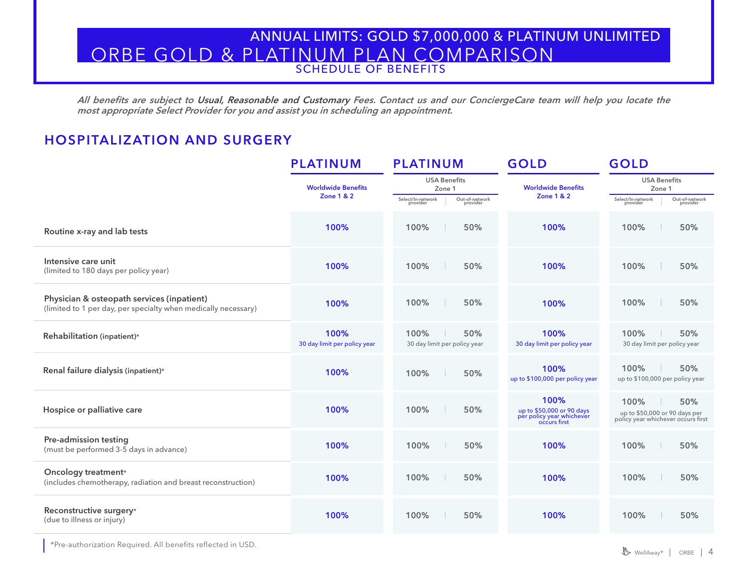# ORBE GOLD & PLATINUM PLAN COMPARISON

## ANNUAL LIMITS: GOLD $7,000,000 & PLATINUM UNLIMITED

SCHEDULE OF BENEFITS

*All benefits are subject to **Usual, Reasonable and Customary** Fees. Contact us and our ConciergeCare team will help you locate the most appropriate Select Provider for you and assist you in scheduling an appointment.*

## HOSPITALIZATION AND SURGERY

| | PLATINUM | PLATINUM | | GOLD | GOLD | |
|---|---|---|---|---|---|---|
| | Worldwide Benefits Zone 1 & 2 | USA Benefits Zone 1 | | Worldwide Benefits Zone 1 & 2 | USA Benefits Zone 1 | |
| | | Select/In-network provider | Out-of-network provider | | Select/In-network provider | Out-of-network provider |
| **Routine x-ray and lab tests** | 100% | 100% | 50% | 100% | 100% | 50% |
| **Intensive care unit** (limited to 180 days per policy year) | 100% | 100% | 50% | 100% | 100% | 50% |
| **Physician & osteopath services (inpatient)** (limited to 1 per day, per specialty when medically necessary) | 100% | 100% | 50% | 100% | 100% | 50% |
| **Rehabilitation (inpatient)*** | 100% 30 day limit per policy year | 100% 30 day limit per policy year | 50% 30 day limit per policy year | 100% 30 day limit per policy year | 100% 30 day limit per policy year | 50% 30 day limit per policy year |
| **Renal failure dialysis (inpatient)*** | 100% | 100% | 50% | 100% up to $100,000 per policy year | 100% up to $100,000 per policy year | 50% up to $100,000 per policy year |
| **Hospice or palliative care** | 100% | 100% | 50% | 100% up to $50,000 or 90 days per policy year whichever occurs first | 100% up to $50,000 or 90 days per policy year whichever occurs first | 50% up to $50,000 or 90 days per policy year whichever occurs first |
| **Pre-admission testing** (must be performed 3-5 days in advance) | 100% | 100% | 50% | 100% | 100% | 50% |
| **Oncology treatment*** (includes chemotherapy, radiation and breast reconstruction) | 100% | 100% | 50% | 100% | 100% | 50% |
| **Reconstructive surgery*** (due to illness or injury) | 100% | 100% | 50% | 100% | 100% | 50% |

*Pre-authorization Required. All benefits reflected in USD.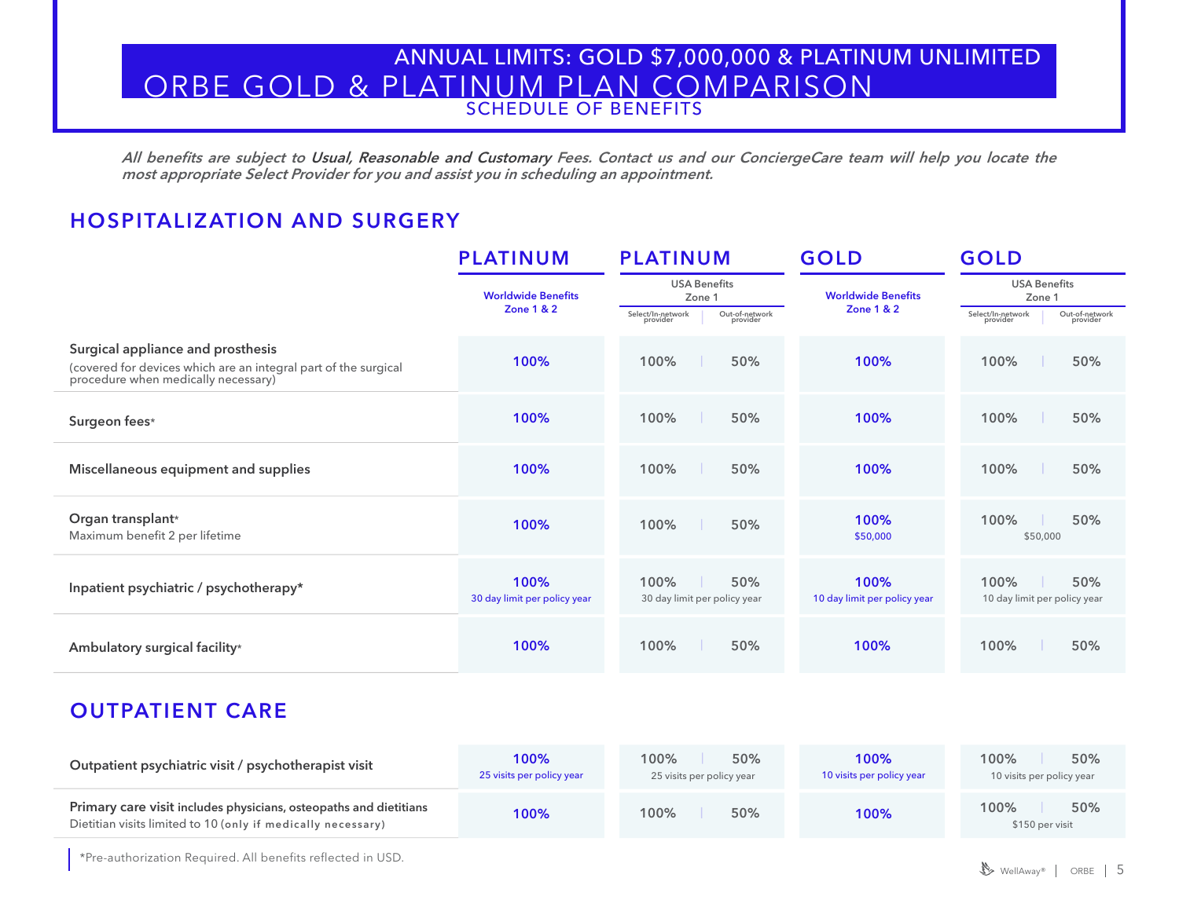# ANNUAL LIMITS: GOLD $7,000,000 & PLATINUM UNLIMITED

# ORBE GOLD & PLATINUM PLAN COMPARISON

## SCHEDULE OF BENEFITS

*All benefits are subject to **Usual, Reasonable and Customary** Fees. Contact us and our ConciergeCare team will help you locate the most appropriate Select Provider for you and assist you in scheduling an appointment.*

## HOSPITALIZATION AND SURGERY

| | PLATINUM | PLATINUM | | GOLD | GOLD | |
|---|---|---|---|---|---|---|
| | Worldwide Benefits Zone 1 & 2 | USA Benefits Zone 1 | | Worldwide Benefits Zone 1 & 2 | USA Benefits Zone 1 | |
| | | Select/In-network provider | Out-of-network provider | | Select/In-network provider | Out-of-network provider |
| **Surgical appliance and prosthesis** (covered for devices which are an integral part of the surgical procedure when medically necessary) | 100% | 100% | 50% | 100% | 100% | 50% |
| **Surgeon fees*** | 100% | 100% | 50% | 100% | 100% | 50% |
| **Miscellaneous equipment and supplies** | 100% | 100% | 50% | 100% | 100% | 50% |
| **Organ transplant*** Maximum benefit 2 per lifetime | 100% | 100% | 50% | 100% $50,000 | 100% $50,000 | 50% $50,000 |
| **Inpatient psychiatric / psychotherapy*** | 100% 30 day limit per policy year | 100% 30 day limit per policy year | 50% 30 day limit per policy year | 100% 10 day limit per policy year | 100% 10 day limit per policy year | 50% 10 day limit per policy year |
| **Ambulatory surgical facility*** | 100% | 100% | 50% | 100% | 100% | 50% |

## OUTPATIENT CARE

| | PLATINUM Worldwide Benefits Zone 1 & 2 | PLATINUM USA Select/In-network provider | PLATINUM USA Out-of-network provider | GOLD Worldwide Benefits Zone 1 & 2 | GOLD USA Select/In-network provider | GOLD USA Out-of-network provider |
|---|---|---|---|---|---|---|
| **Outpatient psychiatric visit / psychotherapist visit** | 100% 25 visits per policy year | 100% 25 visits per policy year | 50% 25 visits per policy year | 100% 10 visits per policy year | 100% 10 visits per policy year | 50% 10 visits per policy year |
| **Primary care visit** includes physicians, osteopaths and dietitians. Dietitian visits limited to 10 (only if medically necessary) | 100% | 100% | 50% | 100% | 100% $150 per visit | 50% $150 per visit |

*Pre-authorization Required. All benefits reflected in USD.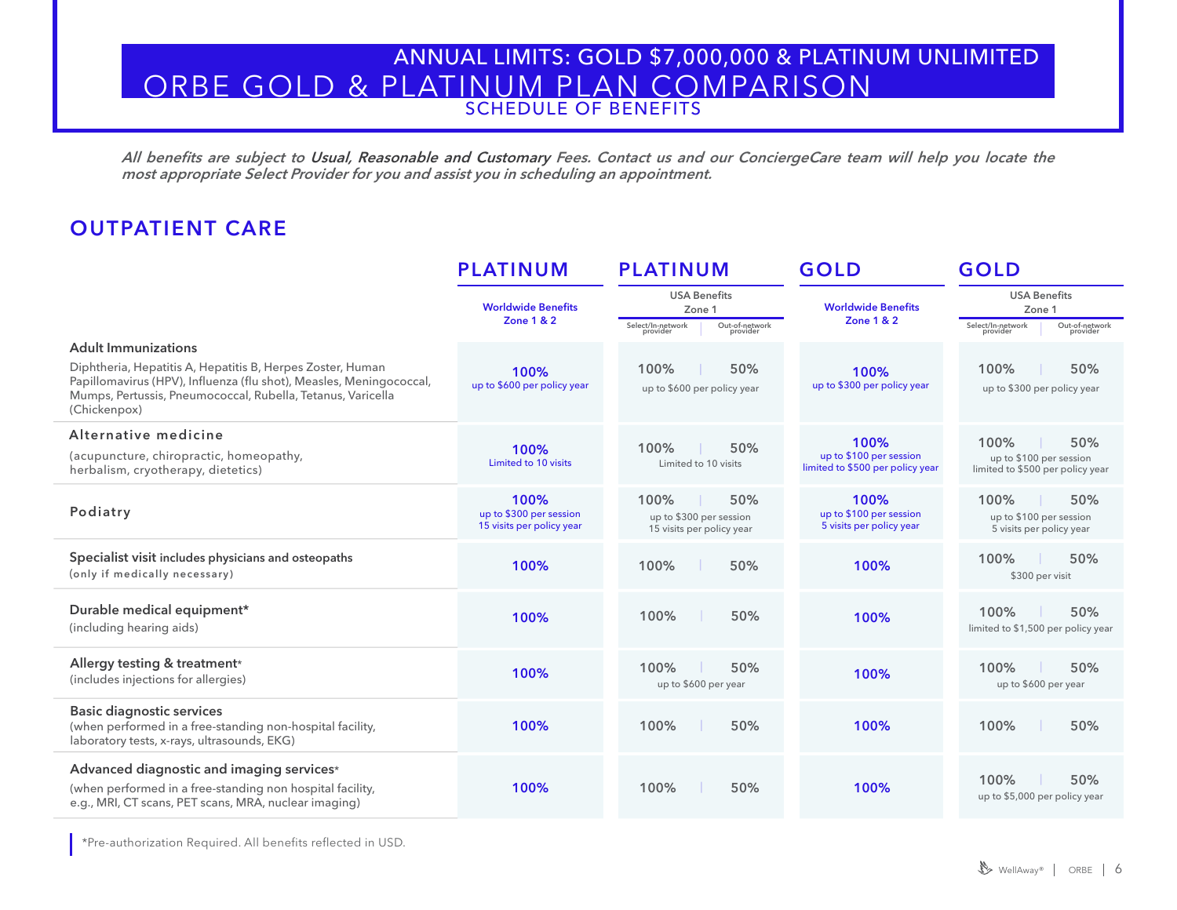# ANNUAL LIMITS: GOLD $7,000,000 & PLATINUM UNLIMITED

# ORBE GOLD & PLATINUM PLAN COMPARISON

## SCHEDULE OF BENEFITS

*All benefits are subject to **Usual, Reasonable and Customary** Fees. Contact us and our ConciergeCare team will help you locate the most appropriate Select Provider for you and assist you in scheduling an appointment.*

## OUTPATIENT CARE

| | PLATINUM | PLATINUM | | GOLD | GOLD | |
|---|---|---|---|---|---|---|
| | Worldwide Benefits Zone 1 & 2 | USA Benefits Zone 1 | | Worldwide Benefits Zone 1 & 2 | USA Benefits Zone 1 | |
| | | Select/In-network provider | Out-of-network provider | | Select/In-network provider | Out-of-network provider |
| **Adult Immunizations** Diphtheria, Hepatitis A, Hepatitis B, Herpes Zoster, Human Papillomavirus (HPV), Influenza (flu shot), Measles, Meningococcal, Mumps, Pertussis, Pneumococcal, Rubella, Tetanus, Varicella (Chickenpox) | 100% up to $600 per policy year | 100% | 50% | 100% up to $300 per policy year | 100% | 50% |
| | | up to $600 per policy year | | | up to $300 per policy year | |
| **Alternative medicine** (acupuncture, chiropractic, homeopathy, herbalism, cryotherapy, dietetics) | 100% Limited to 10 visits | 100% | 50% | 100% up to $100 per session limited to $500 per policy year | 100% | 50% |
| | | Limited to 10 visits | | | up to $100 per session limited to $500 per policy year | |
| **Podiatry** | 100% up to $300 per session 15 visits per policy year | 100% | 50% | 100% up to $100 per session 5 visits per policy year | 100% | 50% |
| | | up to $300 per session 15 visits per policy year | | | up to $100 per session 5 visits per policy year | |
| **Specialist visit** includes physicians and osteopaths (only if medically necessary) | 100% | 100% | 50% | 100% | 100% | 50% |
| | | | | | $300 per visit | |
| **Durable medical equipment*** (including hearing aids) | 100% | 100% | 50% | 100% | 100% | 50% |
| | | | | | limited to $1,500 per policy year | |
| **Allergy testing & treatment*** (includes injections for allergies) | 100% | 100% | 50% | 100% | 100% | 50% |
| | | up to $600 per year | | | up to $600 per year | |
| **Basic diagnostic services** (when performed in a free-standing non-hospital facility, laboratory tests, x-rays, ultrasounds, EKG) | 100% | 100% | 50% | 100% | 100% | 50% |
| **Advanced diagnostic and imaging services*** (when performed in a free-standing non hospital facility, e.g., MRI, CT scans, PET scans, MRA, nuclear imaging) | 100% | 100% | 50% | 100% | 100% | 50% |
| | | | | | up to $5,000 per policy year | |

*Pre-authorization Required. All benefits reflected in USD.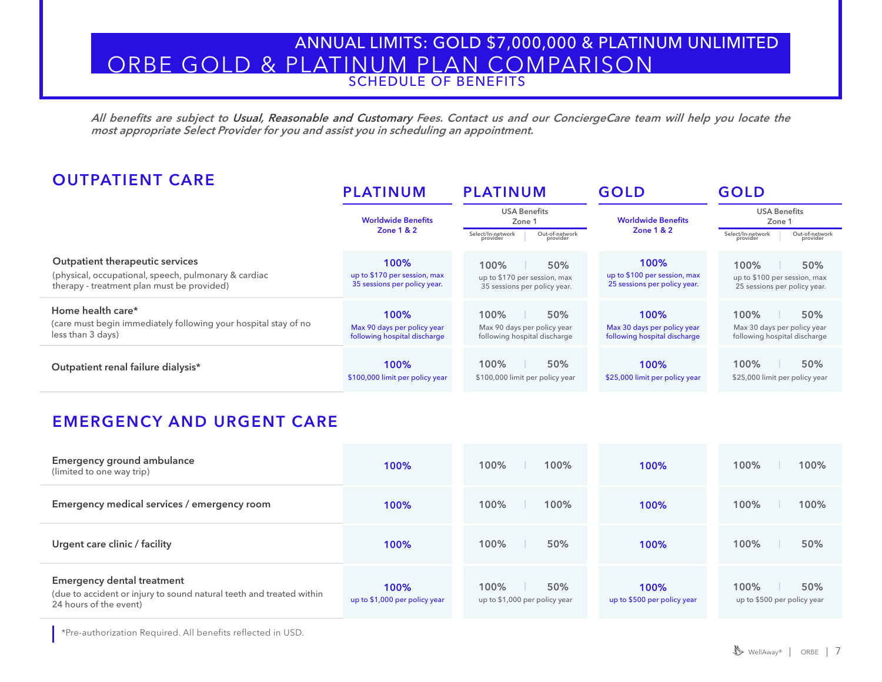# ANNUAL LIMITS: GOLD $7,000,000 & PLATINUM UNLIMITED

# ORBE GOLD & PLATINUM PLAN COMPARISON

## SCHEDULE OF BENEFITS

*All benefits are subject to **Usual, Reasonable and Customary** Fees. Contact us and our ConciergeCare team will help you locate the most appropriate Select Provider for you and assist you in scheduling an appointment.*

## OUTPATIENT CARE

| | PLATINUM | PLATINUM | | GOLD | GOLD | |
|---|---|---|---|---|---|---|
| | Worldwide Benefits Zone 1 & 2 | USA Benefits Zone 1 | | Worldwide Benefits Zone 1 & 2 | USA Benefits Zone 1 | |
| | | Select/In-network provider | Out-of-network provider | | Select/In-network provider | Out-of-network provider |
| **Outpatient therapeutic services** (physical, occupational, speech, pulmonary & cardiac therapy - treatment plan must be provided) | 100% up to $170 per session, max 35 sessions per policy year. | 100% | 50% | 100% up to $100 per session, max 25 sessions per policy year. | 100% | 50% |
| | | up to $170 per session, max 35 sessions per policy year. | | | up to $100 per session, max 25 sessions per policy year. | |
| **Home health care*** (care must begin immediately following your hospital stay of no less than 3 days) | 100% Max 90 days per policy year following hospital discharge | 100% | 50% | 100% Max 30 days per policy year following hospital discharge | 100% | 50% |
| | | Max 90 days per policy year following hospital discharge | | | Max 30 days per policy year following hospital discharge | |
| **Outpatient renal failure dialysis*** | 100% $100,000 limit per policy year | 100% | 50% | 100% $25,000 limit per policy year | 100% | 50% |
| | | $100,000 limit per policy year | | | $25,000 limit per policy year | |

## EMERGENCY AND URGENT CARE

| | PLATINUM Worldwide Benefits Zone 1 & 2 | PLATINUM USA Select/In-network provider | PLATINUM USA Out-of-network provider | GOLD Worldwide Benefits Zone 1 & 2 | GOLD USA Select/In-network provider | GOLD USA Out-of-network provider |
|---|---|---|---|---|---|---|
| **Emergency ground ambulance** (limited to one way trip) | 100% | 100% | 100% | 100% | 100% | 100% |
| **Emergency medical services / emergency room** | 100% | 100% | 100% | 100% | 100% | 100% |
| **Urgent care clinic / facility** | 100% | 100% | 50% | 100% | 100% | 50% |
| **Emergency dental treatment** (due to accident or injury to sound natural teeth and treated within 24 hours of the event) | 100% up to $1,000 per policy year | 100% | 50% | 100% up to $500 per policy year | 100% | 50% |
| | | up to $1,000 per policy year | | | up to $500 per policy year | |

*Pre-authorization Required. All benefits reflected in USD.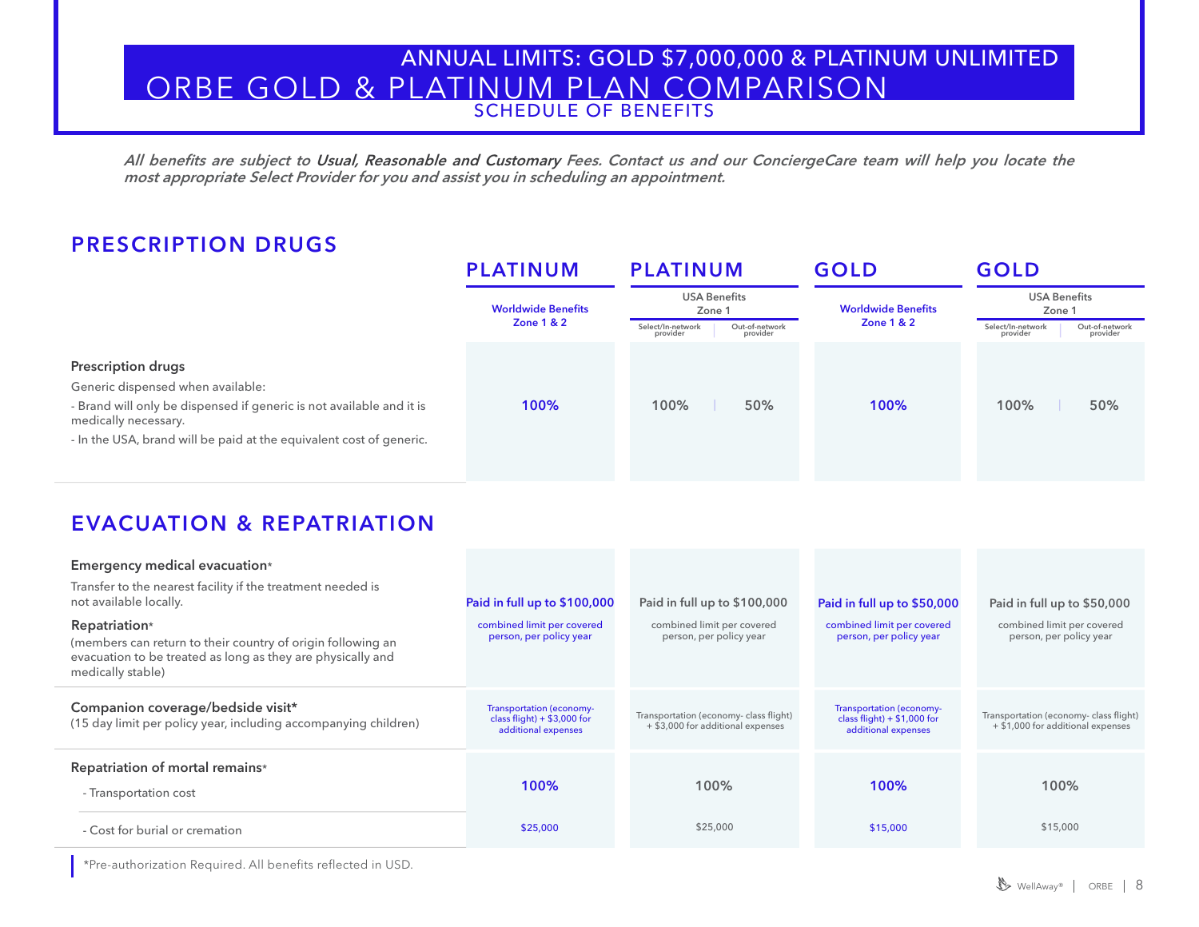# ANNUAL LIMITS: GOLD $7,000,000 & PLATINUM UNLIMITED

# ORBE GOLD & PLATINUM PLAN COMPARISON

## SCHEDULE OF BENEFITS

***All benefits are subject to Usual, Reasonable and Customary Fees. Contact us and our ConciergeCare team will help you locate the most appropriate Select Provider for you and assist you in scheduling an appointment.***

## PRESCRIPTION DRUGS

| | PLATINUM | PLATINUM | | GOLD | GOLD | |
|---|---|---|---|---|---|---|
| | Worldwide Benefits Zone 1 & 2 | USA Benefits Zone 1 | | Worldwide Benefits Zone 1 & 2 | USA Benefits Zone 1 | |
| | | Select/In-network provider | Out-of-network provider | | Select/In-network provider | Out-of-network provider |
| **Prescription drugs**<br>Generic dispensed when available:<br>- Brand will only be dispensed if generic is not available and it is medically necessary.<br>- In the USA, brand will be paid at the equivalent cost of generic. | 100% | 100% | 50% | 100% | 100% | 50% |

## EVACUATION & REPATRIATION

| | PLATINUM Worldwide Benefits Zone 1 & 2 | PLATINUM USA Benefits Zone 1 | GOLD Worldwide Benefits Zone 1 & 2 | GOLD USA Benefits Zone 1 |
|---|---|---|---|---|
| **Emergency medical evacuation***<br>Transfer to the nearest facility if the treatment needed is not available locally.<br>**Repatriation***<br>(members can return to their country of origin following an evacuation to be treated as long as they are physically and medically stable) | Paid in full up to $100,000<br>combined limit per covered person, per policy year | Paid in full up to $100,000<br>combined limit per covered person, per policy year | Paid in full up to $50,000<br>combined limit per covered person, per policy year | Paid in full up to $50,000<br>combined limit per covered person, per policy year |
| **Companion coverage/bedside visit***<br>(15 day limit per policy year, including accompanying children) | Transportation (economy-class flight) + $3,000 for additional expenses | Transportation (economy- class flight) + $3,000 for additional expenses | Transportation (economy-class flight) + $1,000 for additional expenses | Transportation (economy- class flight) + $1,000 for additional expenses |
| **Repatriation of mortal remains***<br>- Transportation cost | 100% | 100% | 100% | 100% |
| - Cost for burial or cremation | $25,000 | $25,000 | $15,000 | $15,000 |

*Pre-authorization Required. All benefits reflected in USD.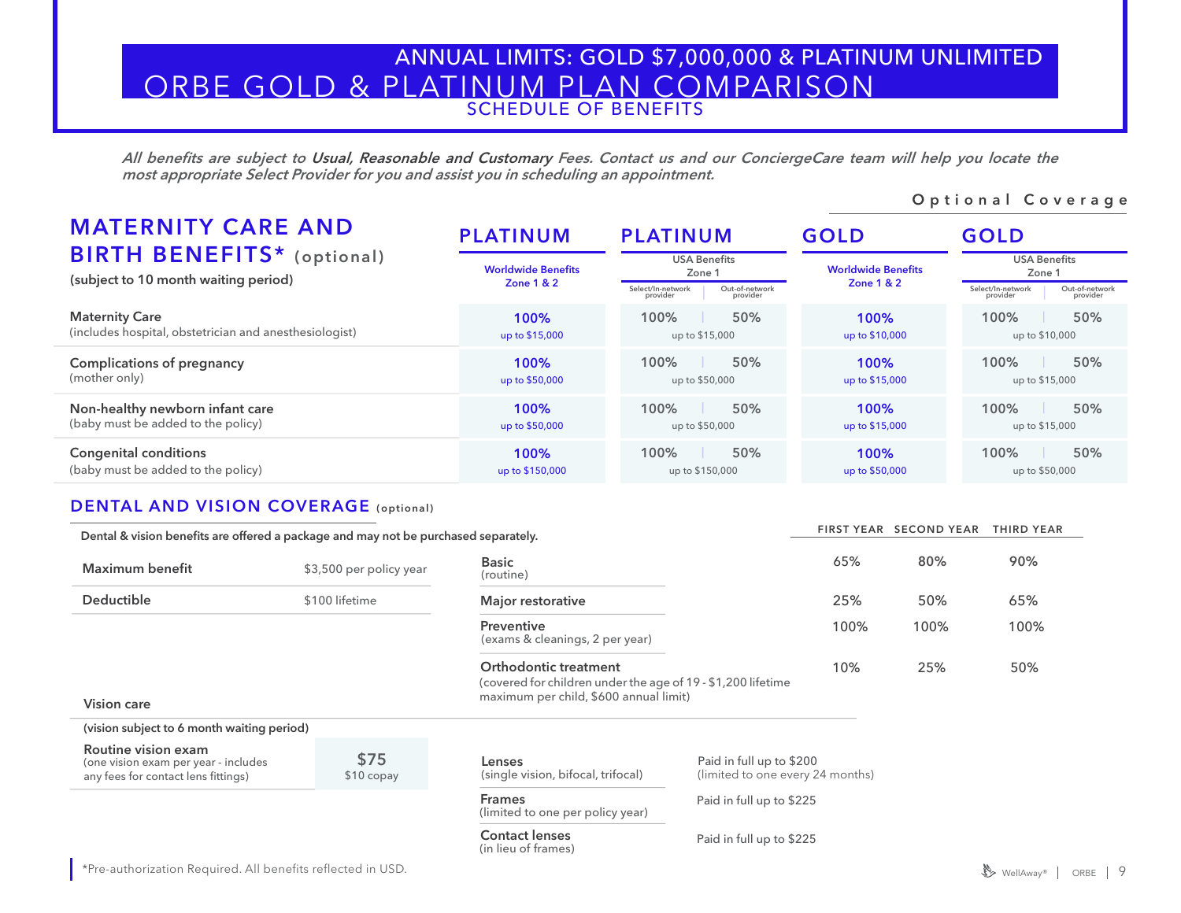# ANNUAL LIMITS: GOLD $7,000,000 & PLATINUM UNLIMITED

# ORBE GOLD & PLATINUM PLAN COMPARISON

## SCHEDULE OF BENEFITS

*All benefits are subject to **Usual, Reasonable and Customary** Fees. Contact us and our ConciergeCare team will help you locate the most appropriate Select Provider for you and assist you in scheduling an appointment.*

Optional Coverage

## MATERNITY CARE AND BIRTH BENEFITS* (optional)

**(subject to 10 month waiting period)**

| | PLATINUM | PLATINUM | | GOLD | GOLD | |
|---|---|---|---|---|---|---|
| | Worldwide Benefits Zone 1 & 2 | USA Benefits Zone 1 | | Worldwide Benefits Zone 1 & 2 | USA Benefits Zone 1 | |
| | | Select/In-network provider | Out-of-network provider | | Select/In-network provider | Out-of-network provider |
| **Maternity Care** (includes hospital, obstetrician and anesthesiologist) | 100% up to $15,000 | 100% | 50% | 100% up to $10,000 | 100% | 50% |
| | | up to $15,000 | | | up to $10,000 | |
| **Complications of pregnancy** (mother only) | 100% up to $50,000 | 100% | 50% | 100% up to $15,000 | 100% | 50% |
| | | up to $50,000 | | | up to $15,000 | |
| **Non-healthy newborn infant care** (baby must be added to the policy) | 100% up to $50,000 | 100% | 50% | 100% up to $15,000 | 100% | 50% |
| | | up to $50,000 | | | up to $15,000 | |
| **Congenital conditions** (baby must be added to the policy) | 100% up to $150,000 | 100% | 50% | 100% up to $50,000 | 100% | 50% |
| | | up to $150,000 | | | up to $50,000 | |

## DENTAL AND VISION COVERAGE (optional)

**Dental & vision benefits are offered a package and may not be purchased separately.**

| | |
|---|---|
| **Maximum benefit** | $3,500 per policy year |
| **Deductible** | $100 lifetime |

| | FIRST YEAR | SECOND YEAR | THIRD YEAR |
|---|---|---|---|
| **Basic** (routine) | 65% | 80% | 90% |
| **Major restorative** | 25% | 50% | 65% |
| **Preventive** (exams & cleanings, 2 per year) | 100% | 100% | 100% |
| **Orthodontic treatment** (covered for children under the age of 19 - $1,200 lifetime maximum per child, $600 annual limit) | 10% | 25% | 50% |

**Vision care**

**(vision subject to 6 month waiting period)**

| | |
|---|---|
| **Routine vision exam** (one vision exam per year - includes any fees for contact lens fittings) | $75 $10 copay |

| | |
|---|---|
| **Lenses** (single vision, bifocal, trifocal) | Paid in full up to $200 (limited to one every 24 months) |
| **Frames** (limited to one per policy year) | Paid in full up to $225 |
| **Contact lenses** (in lieu of frames) | Paid in full up to $225 |

*Pre-authorization Required. All benefits reflected in USD.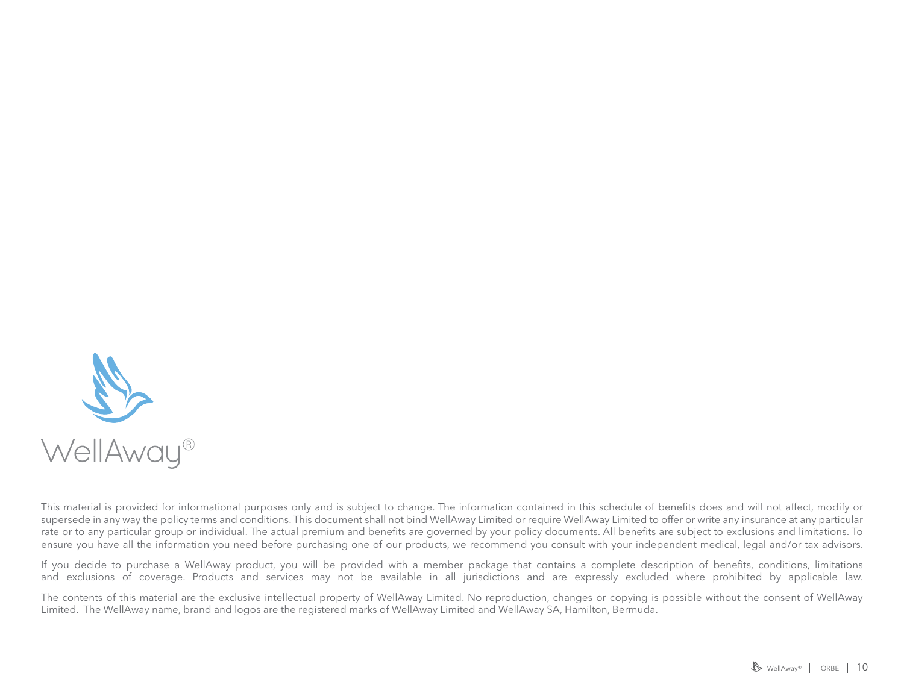WellAway®

This material is provided for informational purposes only and is subject to change. The information contained in this schedule of benefits does and will not affect, modify or supersede in any way the policy terms and conditions. This document shall not bind WellAway Limited or require WellAway Limited to offer or write any insurance at any particular rate or to any particular group or individual. The actual premium and benefits are governed by your policy documents. All benefits are subject to exclusions and limitations. To ensure you have all the information you need before purchasing one of our products, we recommend you consult with your independent medical, legal and/or tax advisors.

If you decide to purchase a WellAway product, you will be provided with a member package that contains a complete description of benefits, conditions, limitations and exclusions of coverage. Products and services may not be available in all jurisdictions and are expressly excluded where prohibited by applicable law.

The contents of this material are the exclusive intellectual property of WellAway Limited. No reproduction, changes or copying is possible without the consent of WellAway Limited. The WellAway name, brand and logos are the registered marks of WellAway Limited and WellAway SA, Hamilton, Bermuda.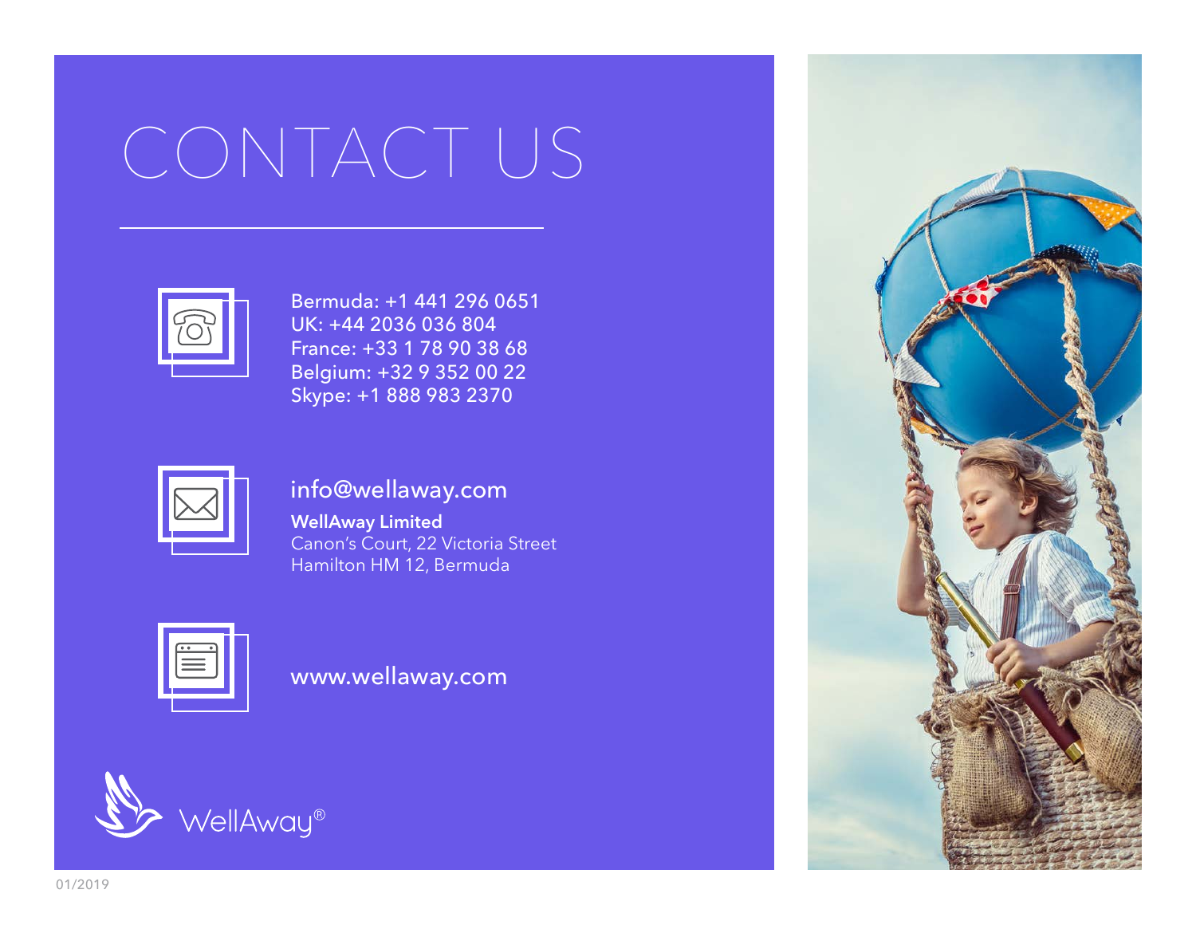# CONTACT US

Bermuda: +1 441 296 0651
UK: +44 2036 036 804
France: +33 1 78 90 38 68
Belgium: +32 9 352 00 22
Skype: +1 888 983 2370

info@wellaway.com

**WellAway Limited**
Canon's Court, 22 Victoria Street
Hamilton HM 12, Bermuda

www.wellaway.com

WellAway®

01/2019